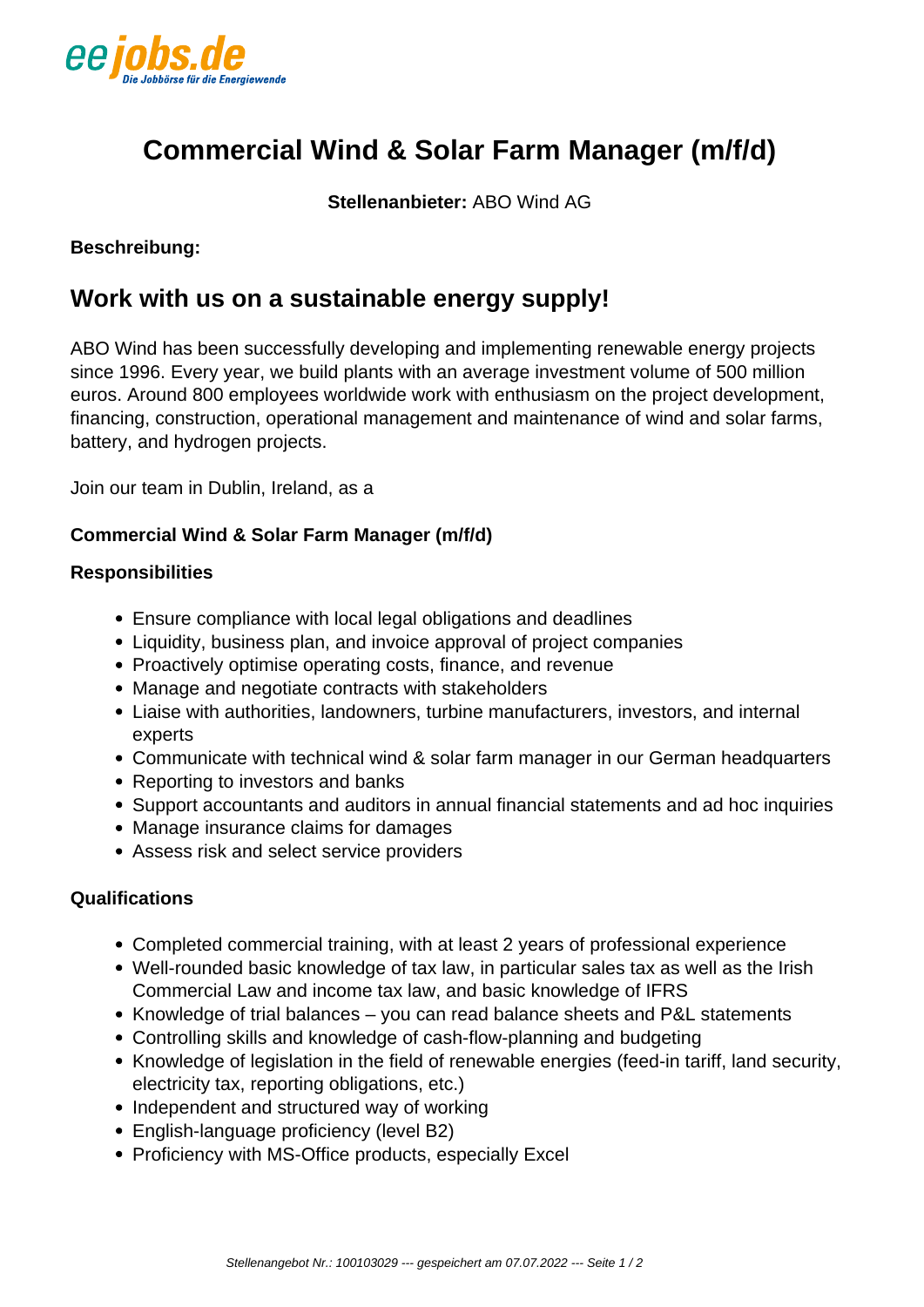# Commercial Wind & Solar Farm Manager (m/f/d)

**Stellenanbieter:** ABO Wind AG

**Beschreibung:**

## Work with us on a sustainable energy supply!

ABO Wind has been successfully developing and implementing renewable energy projects since 1996. Every year, we build plants with an average investment volume of 500 million euros. Around 800 employees worldwide work with enthusiasm on the project development, financing, construction, operational management and maintenance of wind and solar farms, battery, and hydrogen projects.

Join our team in Dublin, Ireland, as a

**Commercial Wind & Solar Farm Manager (m/f/d)**

**Responsibilities**

- Ensure compliance with local legal obligations and deadlines
- Liquidity, business plan, and invoice approval of project companies
- Proactively optimise operating costs, finance, and revenue
- Manage and negotiate contracts with stakeholders
- Liaise with authorities, landowners, turbine manufacturers, investors, and internal experts
- Communicate with technical wind & solar farm manager in our German headquarters
- Reporting to investors and banks
- Support accountants and auditors in annual financial statements and ad hoc inquiries
- Manage insurance claims for damages
- Assess risk and select service providers

**Qualifications**

- Completed commercial training, with at least 2 years of professional experience
- Well-rounded basic knowledge of tax law, in particular sales tax as well as the Irish Commercial Law and income tax law, and basic knowledge of IFRS
- Knowledge of trial balances – you can read balance sheets and P&L statements
- Controlling skills and knowledge of cash-flow-planning and budgeting
- Knowledge of legislation in the field of renewable energies (feed-in tariff, land security, electricity tax, reporting obligations, etc.)
- Independent and structured way of working
- English-language proficiency (level B2)
- Proficiency with MS-Office products, especially Excel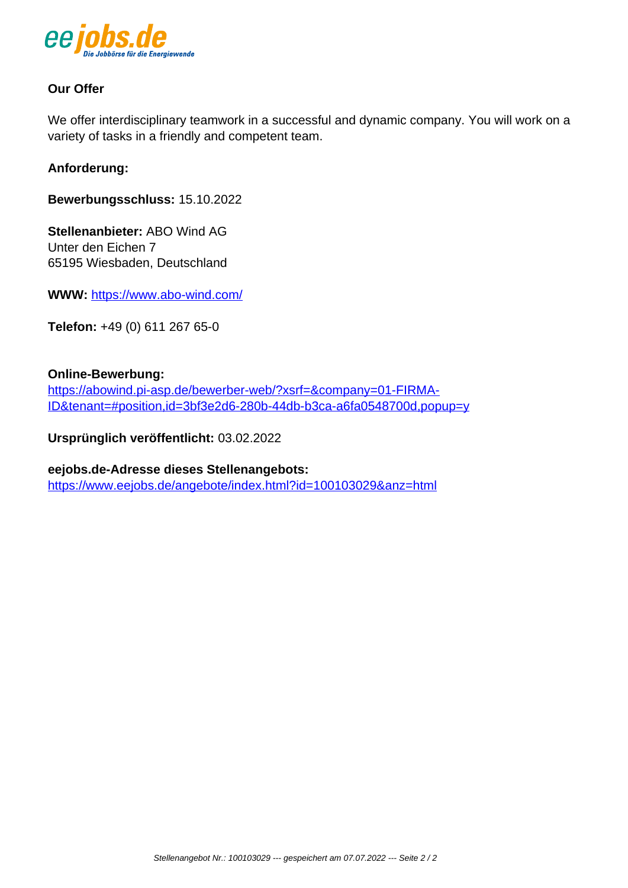**Our Offer**

We offer interdisciplinary teamwork in a successful and dynamic company. You will work on a variety of tasks in a friendly and competent team.

**Anforderung:**

**Bewerbungsschluss:** 15.10.2022

**Stellenanbieter:** ABO Wind AG
Unter den Eichen 7
65195 Wiesbaden, Deutschland

**WWW:** https://www.abo-wind.com/

**Telefon:** +49 (0) 611 267 65-0

**Online-Bewerbung:**
https://abowind.pi-asp.de/bewerber-web/?xsrf=&company=01-FIRMA-ID&tenant=#position,id=3bf3e2d6-280b-44db-b3ca-a6fa0548700d,popup=y

**Ursprünglich veröffentlicht:** 03.02.2022

**eejobs.de-Adresse dieses Stellenangebots:**
https://www.eejobs.de/angebote/index.html?id=100103029&anz=html